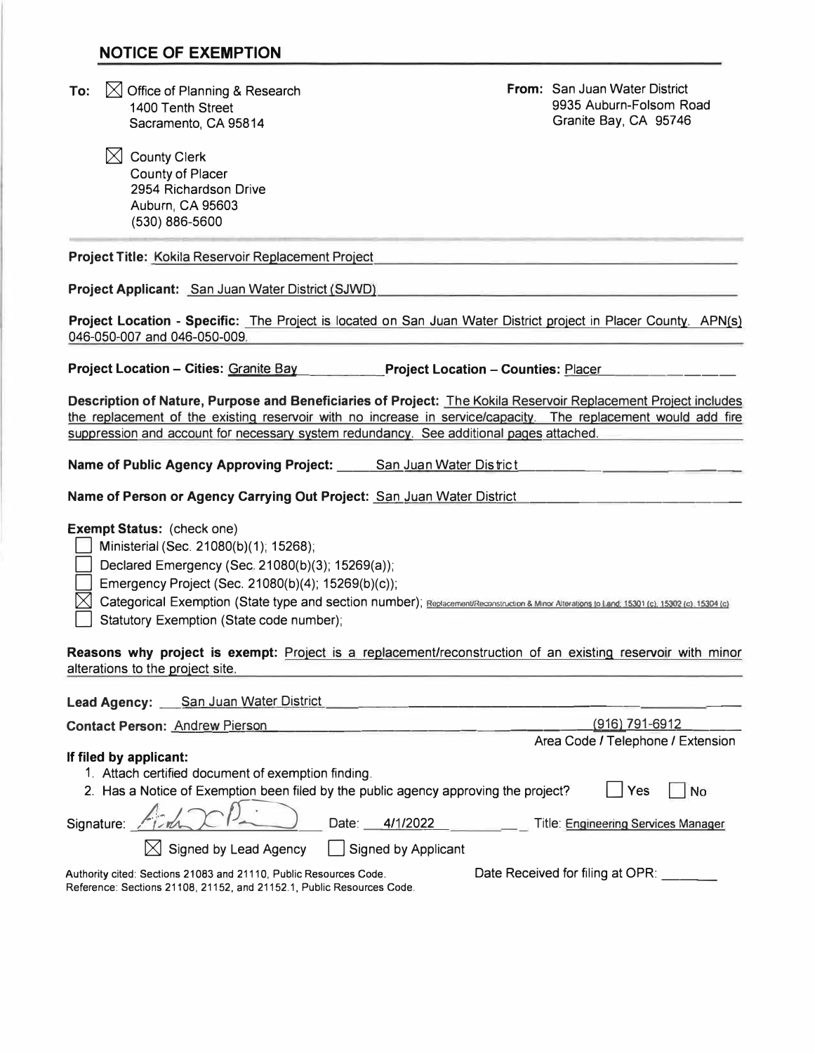## NOTICE OF EXEMPTION

**To:** ☒ Office of Planning & Research
1400 Tenth Street
Sacramento, CA 95814

☒ County Clerk
County of Placer
2954 Richardson Drive
Auburn, CA 95603
(530) 886-5600

**From:** San Juan Water District
9935 Auburn-Folsom Road
Granite Bay, CA 95746

**Project Title:** Kokila Reservoir Replacement Project

**Project Applicant:** San Juan Water District (SJWD)

**Project Location - Specific:** The Project is located on San Juan Water District project in Placer County. APN(s) 046-050-007 and 046-050-009.

**Project Location – Cities:** Granite Bay **Project Location – Counties:** Placer

**Description of Nature, Purpose and Beneficiaries of Project:** The Kokila Reservoir Replacement Project includes the replacement of the existing reservoir with no increase in service/capacity. The replacement would add fire suppression and account for necessary system redundancy. See additional pages attached.

**Name of Public Agency Approving Project:** San Juan Water District

**Name of Person or Agency Carrying Out Project:** San Juan Water District

**Exempt Status:** (check one)

- ☐ Ministerial (Sec. 21080(b)(1); 15268);
- ☐ Declared Emergency (Sec. 21080(b)(3); 15269(a));
- ☐ Emergency Project (Sec. 21080(b)(4); 15269(b)(c));
- ☒ Categorical Exemption (State type and section number); Replacement/Reconstruction & Minor Alterations to Land; 15301 (c), 15302 (c), 15304 (c)
- ☐ Statutory Exemption (State code number);

**Reasons why project is exempt:** Project is a replacement/reconstruction of an existing reservoir with minor alterations to the project site.

**Lead Agency:** San Juan Water District

**Contact Person:** Andrew Pierson (916) 791-6912
Area Code / Telephone / Extension

**If filed by applicant:**

1. Attach certified document of exemption finding.
2. Has a Notice of Exemption been filed by the public agency approving the project? ☐ Yes ☐ No

Signature: [signature] Date: 4/1/2022 Title: Engineering Services Manager

☒ Signed by Lead Agency ☐ Signed by Applicant

Authority cited: Sections 21083 and 21110, Public Resources Code.
Reference: Sections 21108, 21152, and 21152.1, Public Resources Code.

Date Received for filing at OPR: ________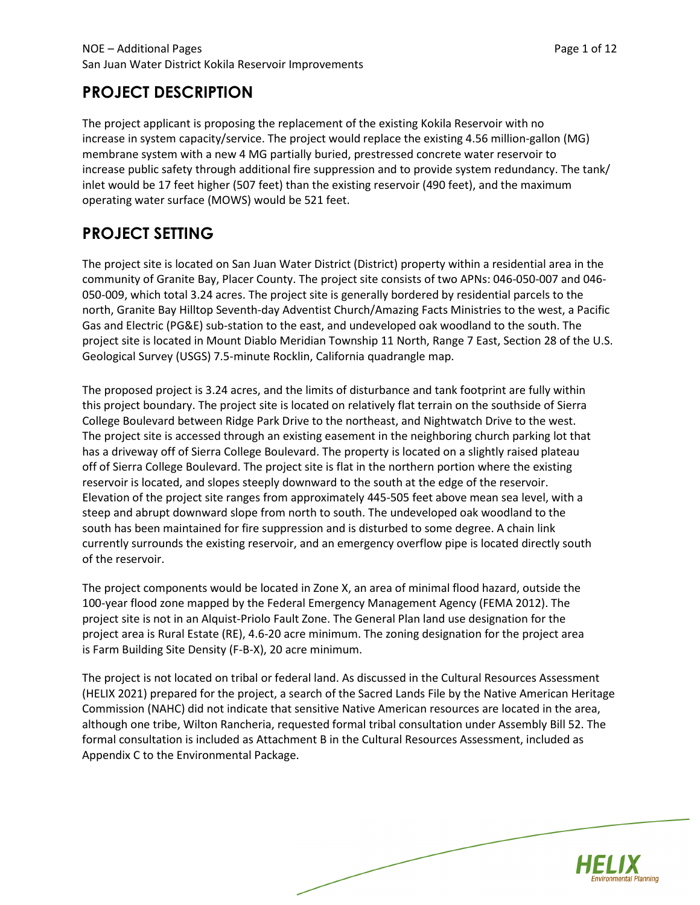## PROJECT DESCRIPTION

The project applicant is proposing the replacement of the existing Kokila Reservoir with no increase in system capacity/service. The project would replace the existing 4.56 million-gallon (MG) membrane system with a new 4 MG partially buried, prestressed concrete water reservoir to increase public safety through additional fire suppression and to provide system redundancy. The tank/ inlet would be 17 feet higher (507 feet) than the existing reservoir (490 feet), and the maximum operating water surface (MOWS) would be 521 feet.

## PROJECT SETTING

The project site is located on San Juan Water District (District) property within a residential area in the community of Granite Bay, Placer County. The project site consists of two APNs: 046-050-007 and 046-050-009, which total 3.24 acres. The project site is generally bordered by residential parcels to the north, Granite Bay Hilltop Seventh-day Adventist Church/Amazing Facts Ministries to the west, a Pacific Gas and Electric (PG&E) sub-station to the east, and undeveloped oak woodland to the south. The project site is located in Mount Diablo Meridian Township 11 North, Range 7 East, Section 28 of the U.S. Geological Survey (USGS) 7.5-minute Rocklin, California quadrangle map.

The proposed project is 3.24 acres, and the limits of disturbance and tank footprint are fully within this project boundary. The project site is located on relatively flat terrain on the southside of Sierra College Boulevard between Ridge Park Drive to the northeast, and Nightwatch Drive to the west. The project site is accessed through an existing easement in the neighboring church parking lot that has a driveway off of Sierra College Boulevard. The property is located on a slightly raised plateau off of Sierra College Boulevard. The project site is flat in the northern portion where the existing reservoir is located, and slopes steeply downward to the south at the edge of the reservoir. Elevation of the project site ranges from approximately 445-505 feet above mean sea level, with a steep and abrupt downward slope from north to south. The undeveloped oak woodland to the south has been maintained for fire suppression and is disturbed to some degree. A chain link currently surrounds the existing reservoir, and an emergency overflow pipe is located directly south of the reservoir.

The project components would be located in Zone X, an area of minimal flood hazard, outside the 100-year flood zone mapped by the Federal Emergency Management Agency (FEMA 2012). The project site is not in an Alquist-Priolo Fault Zone. The General Plan land use designation for the project area is Rural Estate (RE), 4.6-20 acre minimum. The zoning designation for the project area is Farm Building Site Density (F-B-X), 20 acre minimum.

The project is not located on tribal or federal land. As discussed in the Cultural Resources Assessment (HELIX 2021) prepared for the project, a search of the Sacred Lands File by the Native American Heritage Commission (NAHC) did not indicate that sensitive Native American resources are located in the area, although one tribe, Wilton Rancheria, requested formal tribal consultation under Assembly Bill 52. The formal consultation is included as Attachment B in the Cultural Resources Assessment, included as Appendix C to the Environmental Package.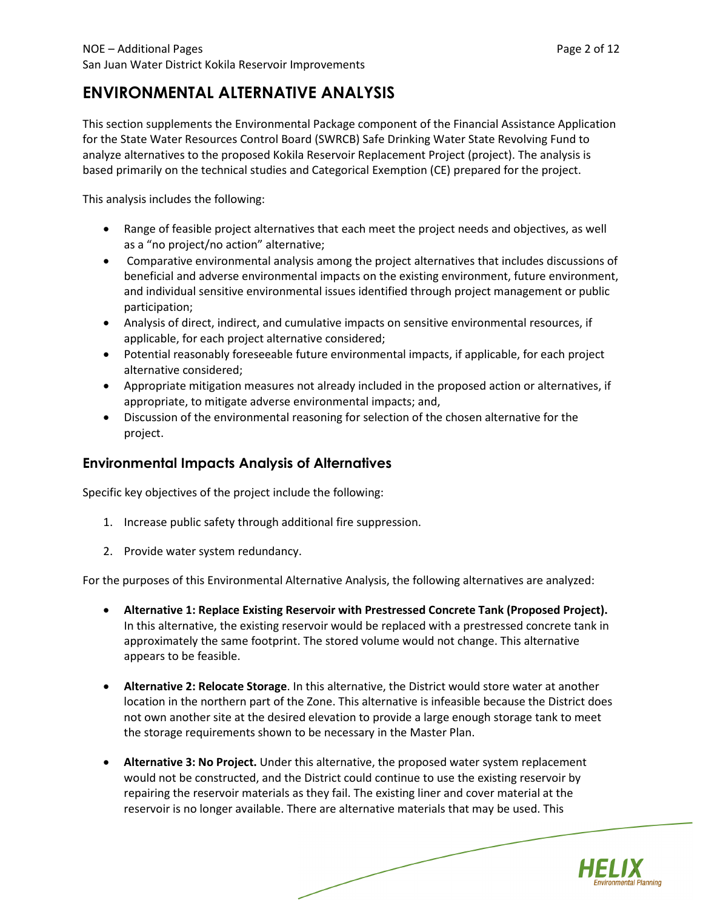# ENVIRONMENTAL ALTERNATIVE ANALYSIS

This section supplements the Environmental Package component of the Financial Assistance Application for the State Water Resources Control Board (SWRCB) Safe Drinking Water State Revolving Fund to analyze alternatives to the proposed Kokila Reservoir Replacement Project (project). The analysis is based primarily on the technical studies and Categorical Exemption (CE) prepared for the project.

This analysis includes the following:

- Range of feasible project alternatives that each meet the project needs and objectives, as well as a "no project/no action" alternative;
- Comparative environmental analysis among the project alternatives that includes discussions of beneficial and adverse environmental impacts on the existing environment, future environment, and individual sensitive environmental issues identified through project management or public participation;
- Analysis of direct, indirect, and cumulative impacts on sensitive environmental resources, if applicable, for each project alternative considered;
- Potential reasonably foreseeable future environmental impacts, if applicable, for each project alternative considered;
- Appropriate mitigation measures not already included in the proposed action or alternatives, if appropriate, to mitigate adverse environmental impacts; and,
- Discussion of the environmental reasoning for selection of the chosen alternative for the project.

## Environmental Impacts Analysis of Alternatives

Specific key objectives of the project include the following:

1. Increase public safety through additional fire suppression.
2. Provide water system redundancy.

For the purposes of this Environmental Alternative Analysis, the following alternatives are analyzed:

- **Alternative 1: Replace Existing Reservoir with Prestressed Concrete Tank (Proposed Project).** In this alternative, the existing reservoir would be replaced with a prestressed concrete tank in approximately the same footprint. The stored volume would not change. This alternative appears to be feasible.
- **Alternative 2: Relocate Storage**. In this alternative, the District would store water at another location in the northern part of the Zone. This alternative is infeasible because the District does not own another site at the desired elevation to provide a large enough storage tank to meet the storage requirements shown to be necessary in the Master Plan.
- **Alternative 3: No Project.** Under this alternative, the proposed water system replacement would not be constructed, and the District could continue to use the existing reservoir by repairing the reservoir materials as they fail. The existing liner and cover material at the reservoir is no longer available. There are alternative materials that may be used. This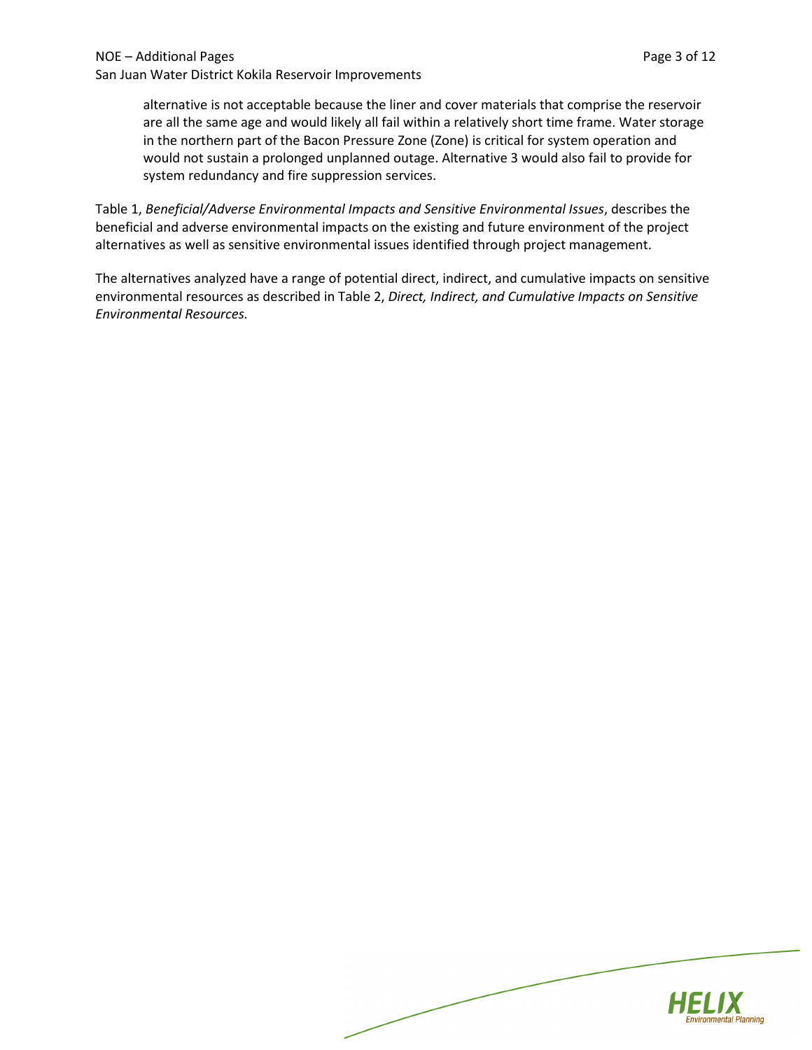alternative is not acceptable because the liner and cover materials that comprise the reservoir are all the same age and would likely all fail within a relatively short time frame. Water storage in the northern part of the Bacon Pressure Zone (Zone) is critical for system operation and would not sustain a prolonged unplanned outage. Alternative 3 would also fail to provide for system redundancy and fire suppression services.

Table 1, *Beneficial/Adverse Environmental Impacts and Sensitive Environmental Issues*, describes the beneficial and adverse environmental impacts on the existing and future environment of the project alternatives as well as sensitive environmental issues identified through project management.

The alternatives analyzed have a range of potential direct, indirect, and cumulative impacts on sensitive environmental resources as described in Table 2, *Direct, Indirect, and Cumulative Impacts on Sensitive Environmental Resources.*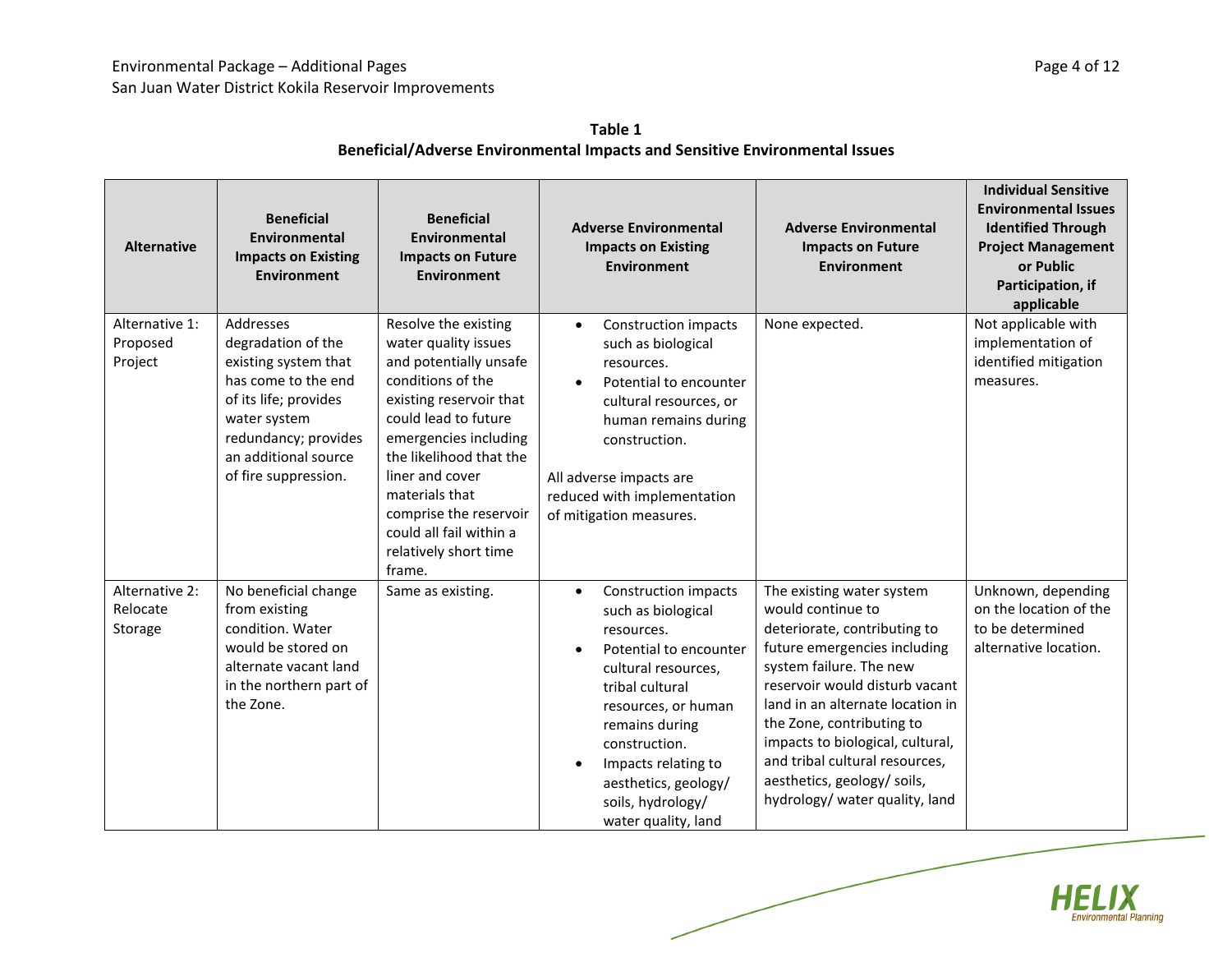**Table 1**
**Beneficial/Adverse Environmental Impacts and Sensitive Environmental Issues**

| Alternative | Beneficial Environmental Impacts on Existing Environment | Beneficial Environmental Impacts on Future Environment | Adverse Environmental Impacts on Existing Environment | Adverse Environmental Impacts on Future Environment | Individual Sensitive Environmental Issues Identified Through Project Management or Public Participation, if applicable |
|---|---|---|---|---|---|
| Alternative 1: Proposed Project | Addresses degradation of the existing system that has come to the end of its life; provides water system redundancy; provides an additional source of fire suppression. | Resolve the existing water quality issues and potentially unsafe conditions of the existing reservoir that could lead to future emergencies including the likelihood that the liner and cover materials that comprise the reservoir could all fail within a relatively short time frame. | • Construction impacts such as biological resources.<br>• Potential to encounter cultural resources, or human remains during construction.<br><br>All adverse impacts are reduced with implementation of mitigation measures. | None expected. | Not applicable with implementation of identified mitigation measures. |
| Alternative 2: Relocate Storage | No beneficial change from existing condition. Water would be stored on alternate vacant land in the northern part of the Zone. | Same as existing. | • Construction impacts such as biological resources.<br>• Potential to encounter cultural resources, tribal cultural resources, or human remains during construction.<br>• Impacts relating to aesthetics, geology/ soils, hydrology/ water quality, land | The existing water system would continue to deteriorate, contributing to future emergencies including system failure. The new reservoir would disturb vacant land in an alternate location in the Zone, contributing to impacts to biological, cultural, and tribal cultural resources, aesthetics, geology/ soils, hydrology/ water quality, land | Unknown, depending on the location of the to be determined alternative location. |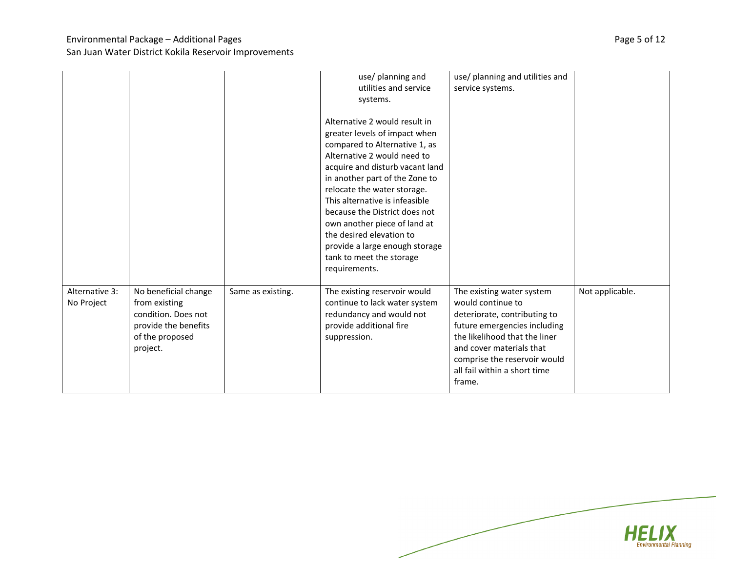| | | | | | |
|---|---|---|---|---|---|
| | | | use/ planning and utilities and service systems.<br><br>Alternative 2 would result in greater levels of impact when compared to Alternative 1, as Alternative 2 would need to acquire and disturb vacant land in another part of the Zone to relocate the water storage. This alternative is infeasible because the District does not own another piece of land at the desired elevation to provide a large enough storage tank to meet the storage requirements. | use/ planning and utilities and service systems. | |
| Alternative 3: No Project | No beneficial change from existing condition. Does not provide the benefits of the proposed project. | Same as existing. | The existing reservoir would continue to lack water system redundancy and would not provide additional fire suppression. | The existing water system would continue to deteriorate, contributing to future emergencies including the likelihood that the liner and cover materials that comprise the reservoir would all fail within a short time frame. | Not applicable. |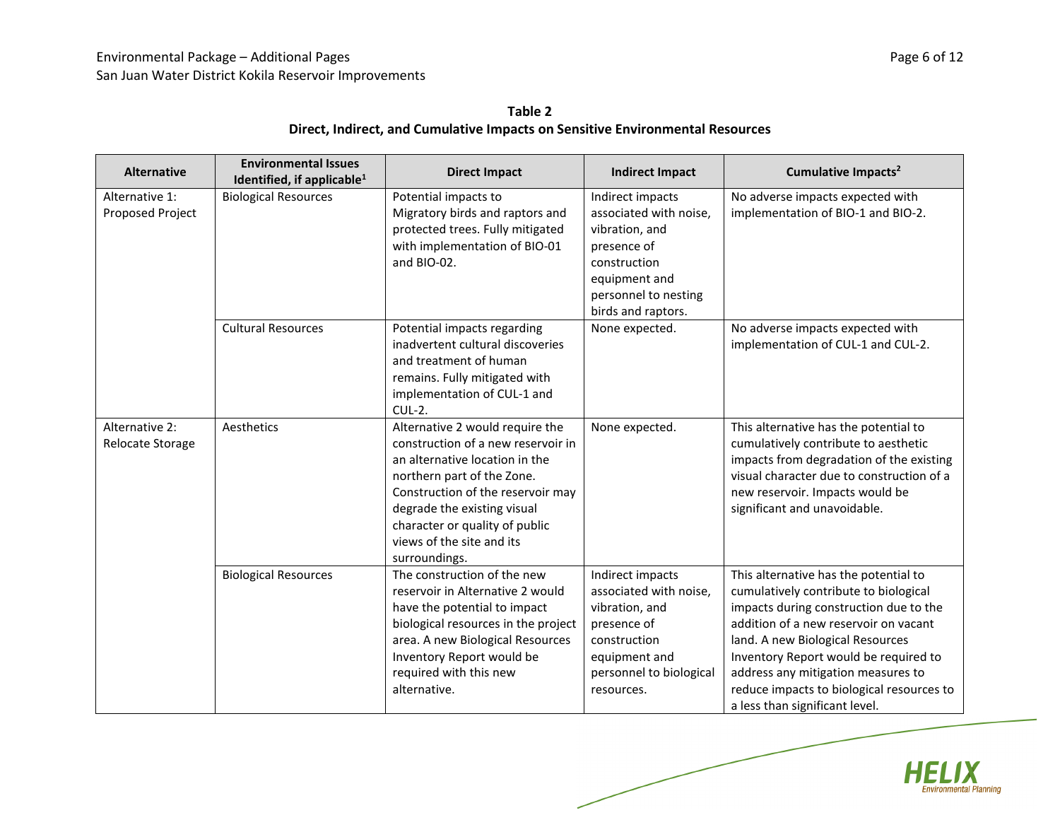**Table 2**
**Direct, Indirect, and Cumulative Impacts on Sensitive Environmental Resources**

| Alternative | Environmental Issues Identified, if applicable[1] | Direct Impact | Indirect Impact | Cumulative Impacts[2] |
|---|---|---|---|---|
| Alternative 1: Proposed Project | Biological Resources | Potential impacts to Migratory birds and raptors and protected trees. Fully mitigated with implementation of BIO-01 and BIO-02. | Indirect impacts associated with noise, vibration, and presence of construction equipment and personnel to nesting birds and raptors. | No adverse impacts expected with implementation of BIO-1 and BIO-2. |
| | Cultural Resources | Potential impacts regarding inadvertent cultural discoveries and treatment of human remains. Fully mitigated with implementation of CUL-1 and CUL-2. | None expected. | No adverse impacts expected with implementation of CUL-1 and CUL-2. |
| Alternative 2: Relocate Storage | Aesthetics | Alternative 2 would require the construction of a new reservoir in an alternative location in the northern part of the Zone. Construction of the reservoir may degrade the existing visual character or quality of public views of the site and its surroundings. | None expected. | This alternative has the potential to cumulatively contribute to aesthetic impacts from degradation of the existing visual character due to construction of a new reservoir. Impacts would be significant and unavoidable. |
| | Biological Resources | The construction of the new reservoir in Alternative 2 would have the potential to impact biological resources in the project area. A new Biological Resources Inventory Report would be required with this new alternative. | Indirect impacts associated with noise, vibration, and presence of construction equipment and personnel to biological resources. | This alternative has the potential to cumulatively contribute to biological impacts during construction due to the addition of a new reservoir on vacant land. A new Biological Resources Inventory Report would be required to address any mitigation measures to reduce impacts to biological resources to a less than significant level. |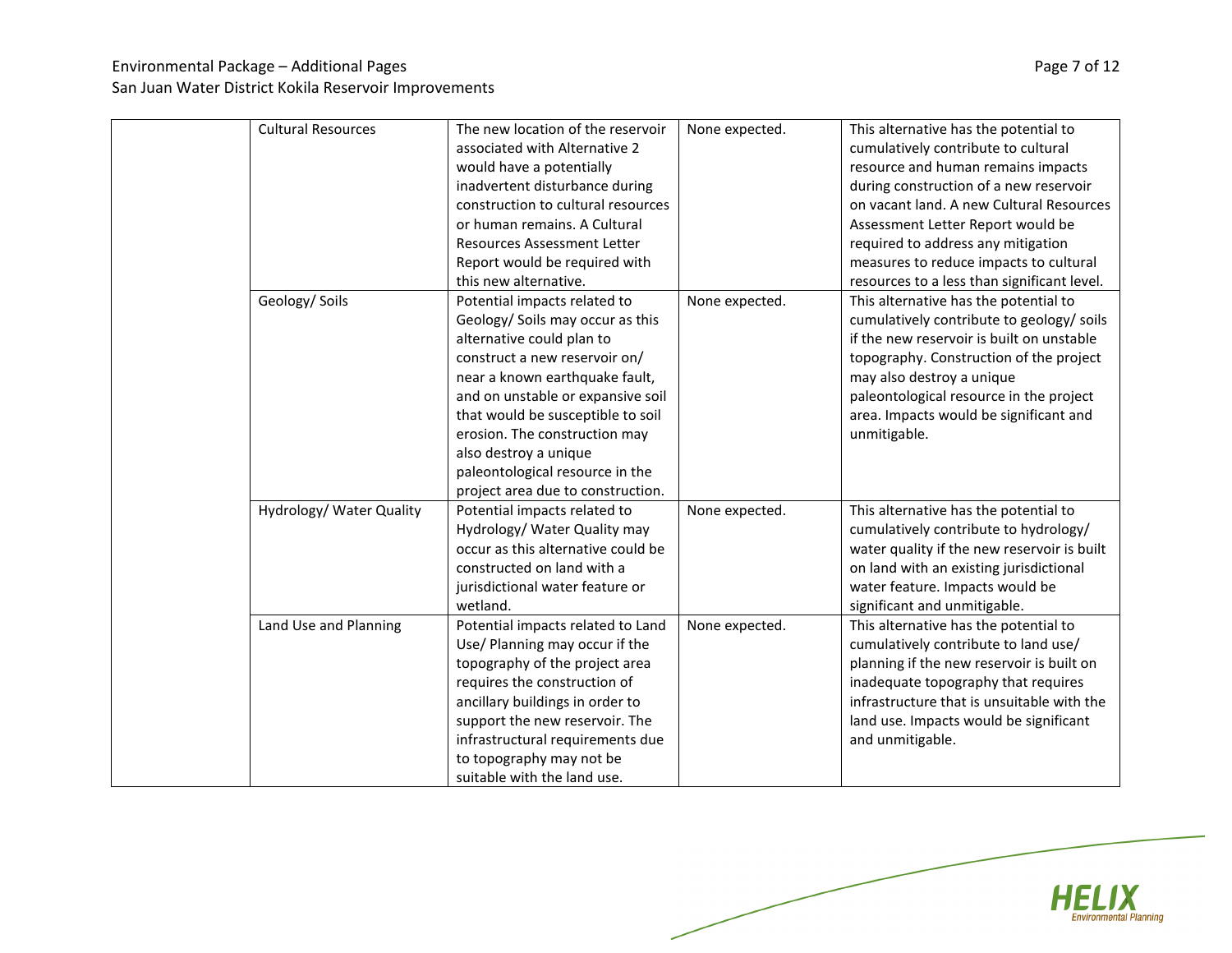|  | Cultural Resources | The new location of the reservoir associated with Alternative 2 would have a potentially inadvertent disturbance during construction to cultural resources or human remains. A Cultural Resources Assessment Letter Report would be required with this new alternative. | None expected. | This alternative has the potential to cumulatively contribute to cultural resource and human remains impacts during construction of a new reservoir on vacant land. A new Cultural Resources Assessment Letter Report would be required to address any mitigation measures to reduce impacts to cultural resources to a less than significant level. |
|---|---|---|---|---|
|  | Geology/ Soils | Potential impacts related to Geology/ Soils may occur as this alternative could plan to construct a new reservoir on/ near a known earthquake fault, and on unstable or expansive soil that would be susceptible to soil erosion. The construction may also destroy a unique paleontological resource in the project area due to construction. | None expected. | This alternative has the potential to cumulatively contribute to geology/ soils if the new reservoir is built on unstable topography. Construction of the project may also destroy a unique paleontological resource in the project area. Impacts would be significant and unmitigable. |
|  | Hydrology/ Water Quality | Potential impacts related to Hydrology/ Water Quality may occur as this alternative could be constructed on land with a jurisdictional water feature or wetland. | None expected. | This alternative has the potential to cumulatively contribute to hydrology/ water quality if the new reservoir is built on land with an existing jurisdictional water feature. Impacts would be significant and unmitigable. |
|  | Land Use and Planning | Potential impacts related to Land Use/ Planning may occur if the topography of the project area requires the construction of ancillary buildings in order to support the new reservoir. The infrastructural requirements due to topography may not be suitable with the land use. | None expected. | This alternative has the potential to cumulatively contribute to land use/ planning if the new reservoir is built on inadequate topography that requires infrastructure that is unsuitable with the land use. Impacts would be significant and unmitigable. |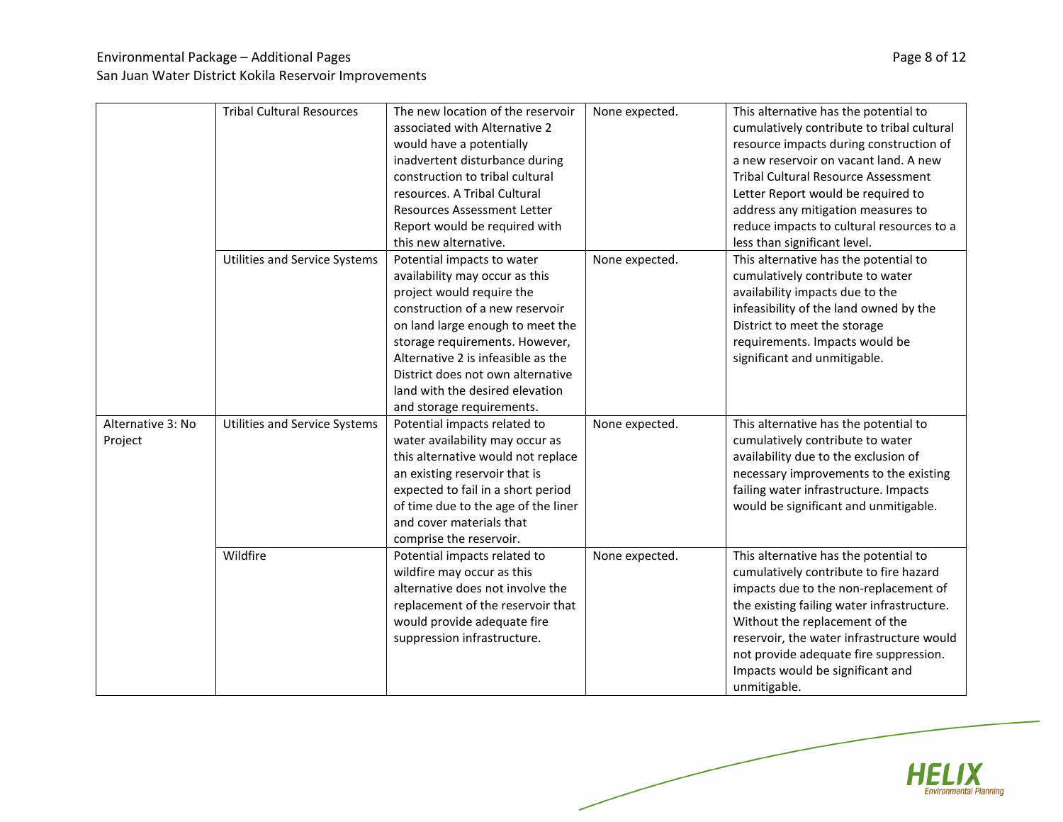| | Tribal Cultural Resources | The new location of the reservoir associated with Alternative 2 would have a potentially inadvertent disturbance during construction to tribal cultural resources. A Tribal Cultural Resources Assessment Letter Report would be required with this new alternative. | None expected. | This alternative has the potential to cumulatively contribute to tribal cultural resource impacts during construction of a new reservoir on vacant land. A new Tribal Cultural Resource Assessment Letter Report would be required to address any mitigation measures to reduce impacts to cultural resources to a less than significant level. |
|---|---|---|---|---|
| | Utilities and Service Systems | Potential impacts to water availability may occur as this project would require the construction of a new reservoir on land large enough to meet the storage requirements. However, Alternative 2 is infeasible as the District does not own alternative land with the desired elevation and storage requirements. | None expected. | This alternative has the potential to cumulatively contribute to water availability impacts due to the infeasibility of the land owned by the District to meet the storage requirements. Impacts would be significant and unmitigable. |
| Alternative 3: No Project | Utilities and Service Systems | Potential impacts related to water availability may occur as this alternative would not replace an existing reservoir that is expected to fail in a short period of time due to the age of the liner and cover materials that comprise the reservoir. | None expected. | This alternative has the potential to cumulatively contribute to water availability due to the exclusion of necessary improvements to the existing failing water infrastructure. Impacts would be significant and unmitigable. |
| | Wildfire | Potential impacts related to wildfire may occur as this alternative does not involve the replacement of the reservoir that would provide adequate fire suppression infrastructure. | None expected. | This alternative has the potential to cumulatively contribute to fire hazard impacts due to the non-replacement of the existing failing water infrastructure. Without the replacement of the reservoir, the water infrastructure would not provide adequate fire suppression. Impacts would be significant and unmitigable. |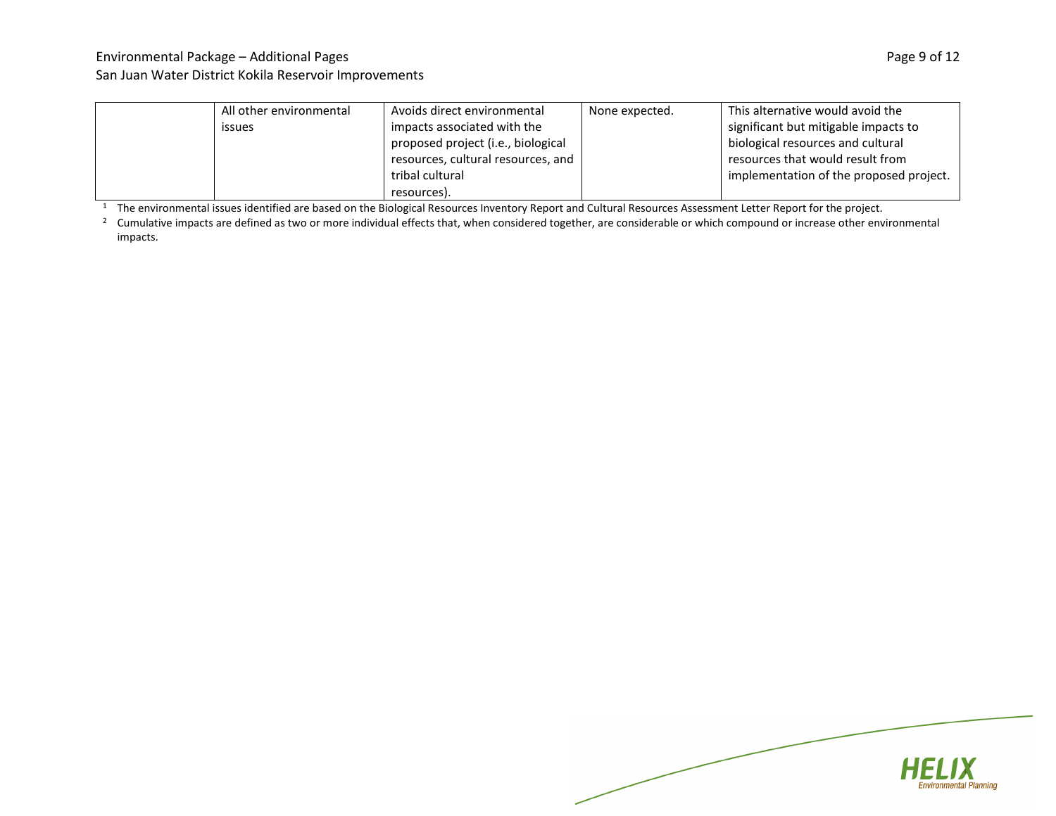| | | | | |
|---|---|---|---|---|
| | All other environmental issues | Avoids direct environmental impacts associated with the proposed project (i.e., biological resources, cultural resources, and tribal cultural resources). | None expected. | This alternative would avoid the significant but mitigable impacts to biological resources and cultural resources that would result from implementation of the proposed project. |

[1] The environmental issues identified are based on the Biological Resources Inventory Report and Cultural Resources Assessment Letter Report for the project.

[2] Cumulative impacts are defined as two or more individual effects that, when considered together, are considerable or which compound or increase other environmental impacts.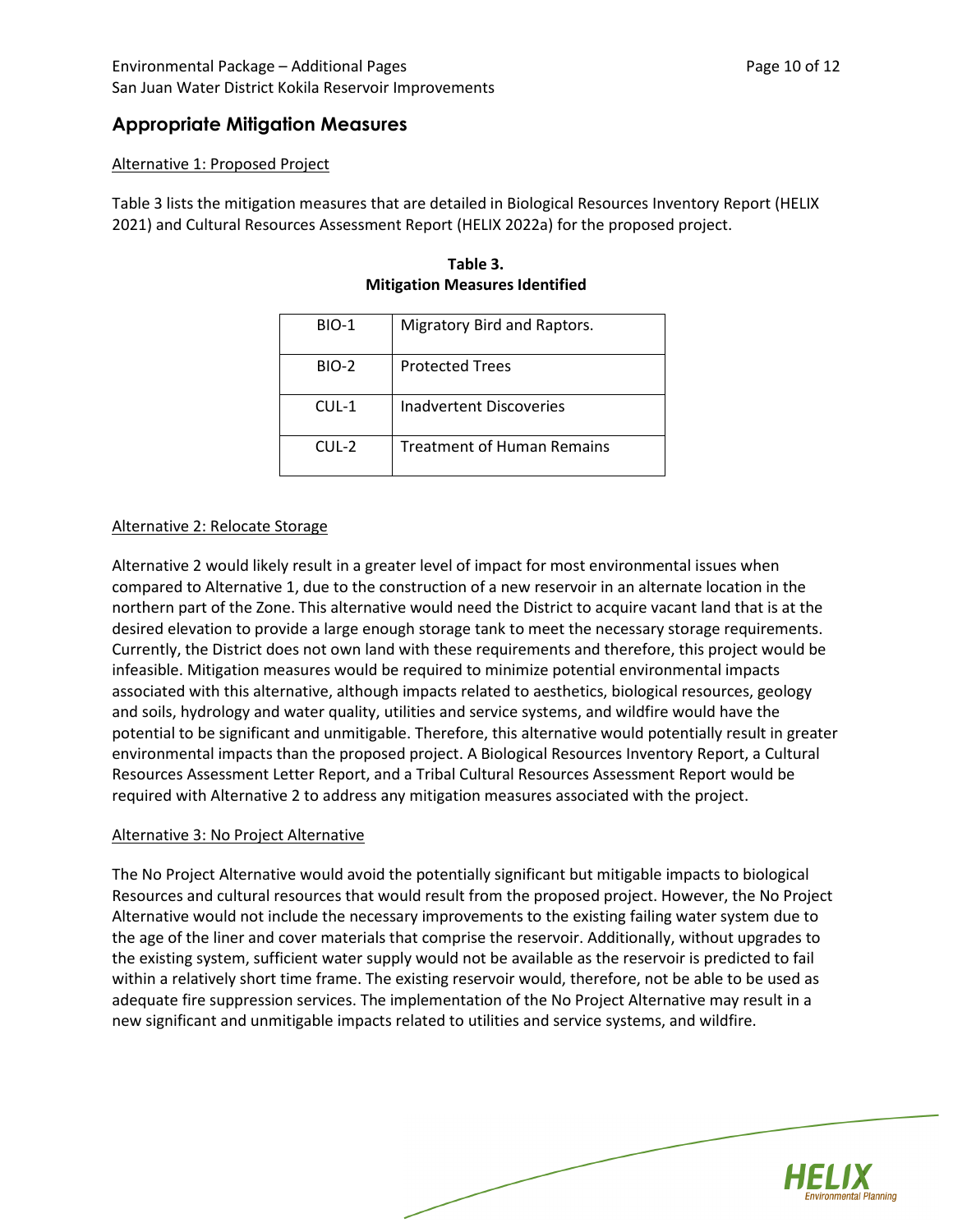## Appropriate Mitigation Measures

Alternative 1: Proposed Project

Table 3 lists the mitigation measures that are detailed in Biological Resources Inventory Report (HELIX 2021) and Cultural Resources Assessment Report (HELIX 2022a) for the proposed project.

**Table 3.**
**Mitigation Measures Identified**

| | |
|---|---|
| BIO-1 | Migratory Bird and Raptors. |
| BIO-2 | Protected Trees |
| CUL-1 | Inadvertent Discoveries |
| CUL-2 | Treatment of Human Remains |

Alternative 2: Relocate Storage

Alternative 2 would likely result in a greater level of impact for most environmental issues when compared to Alternative 1, due to the construction of a new reservoir in an alternate location in the northern part of the Zone. This alternative would need the District to acquire vacant land that is at the desired elevation to provide a large enough storage tank to meet the necessary storage requirements. Currently, the District does not own land with these requirements and therefore, this project would be infeasible. Mitigation measures would be required to minimize potential environmental impacts associated with this alternative, although impacts related to aesthetics, biological resources, geology and soils, hydrology and water quality, utilities and service systems, and wildfire would have the potential to be significant and unmitigable. Therefore, this alternative would potentially result in greater environmental impacts than the proposed project. A Biological Resources Inventory Report, a Cultural Resources Assessment Letter Report, and a Tribal Cultural Resources Assessment Report would be required with Alternative 2 to address any mitigation measures associated with the project.

Alternative 3: No Project Alternative

The No Project Alternative would avoid the potentially significant but mitigable impacts to biological Resources and cultural resources that would result from the proposed project. However, the No Project Alternative would not include the necessary improvements to the existing failing water system due to the age of the liner and cover materials that comprise the reservoir. Additionally, without upgrades to the existing system, sufficient water supply would not be available as the reservoir is predicted to fail within a relatively short time frame. The existing reservoir would, therefore, not be able to be used as adequate fire suppression services. The implementation of the No Project Alternative may result in a new significant and unmitigable impacts related to utilities and service systems, and wildfire.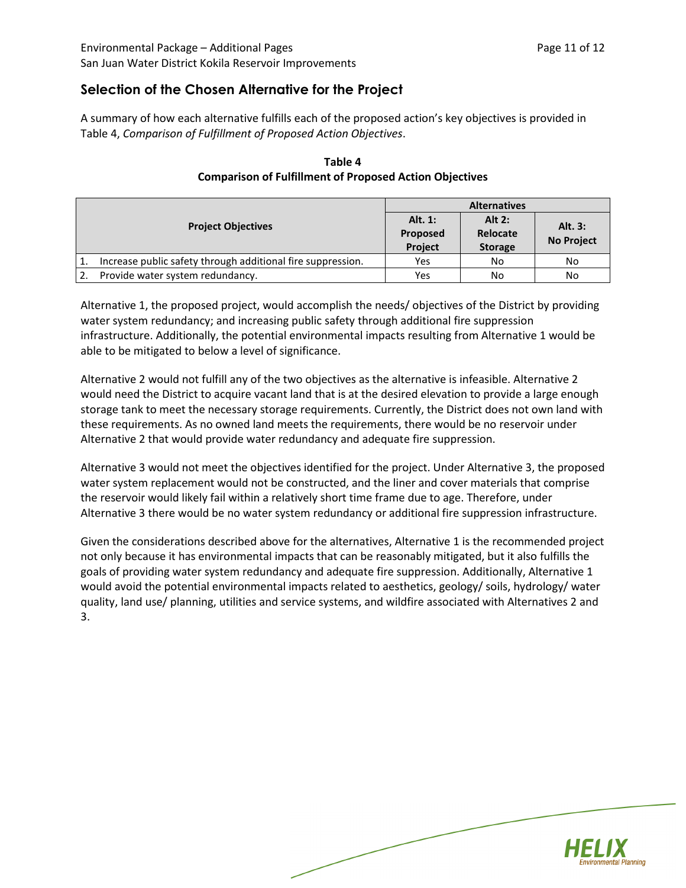## Selection of the Chosen Alternative for the Project

A summary of how each alternative fulfills each of the proposed action's key objectives is provided in Table 4, *Comparison of Fulfillment of Proposed Action Objectives*.

**Table 4**
**Comparison of Fulfillment of Proposed Action Objectives**

| Project Objectives | Alternatives | | |
|---|---|---|---|
| | Alt. 1: Proposed Project | Alt 2: Relocate Storage | Alt. 3: No Project |
| 1. Increase public safety through additional fire suppression. | Yes | No | No |
| 2. Provide water system redundancy. | Yes | No | No |

Alternative 1, the proposed project, would accomplish the needs/ objectives of the District by providing water system redundancy; and increasing public safety through additional fire suppression infrastructure. Additionally, the potential environmental impacts resulting from Alternative 1 would be able to be mitigated to below a level of significance.

Alternative 2 would not fulfill any of the two objectives as the alternative is infeasible. Alternative 2 would need the District to acquire vacant land that is at the desired elevation to provide a large enough storage tank to meet the necessary storage requirements. Currently, the District does not own land with these requirements. As no owned land meets the requirements, there would be no reservoir under Alternative 2 that would provide water redundancy and adequate fire suppression.

Alternative 3 would not meet the objectives identified for the project. Under Alternative 3, the proposed water system replacement would not be constructed, and the liner and cover materials that comprise the reservoir would likely fail within a relatively short time frame due to age. Therefore, under Alternative 3 there would be no water system redundancy or additional fire suppression infrastructure.

Given the considerations described above for the alternatives, Alternative 1 is the recommended project not only because it has environmental impacts that can be reasonably mitigated, but it also fulfills the goals of providing water system redundancy and adequate fire suppression. Additionally, Alternative 1 would avoid the potential environmental impacts related to aesthetics, geology/ soils, hydrology/ water quality, land use/ planning, utilities and service systems, and wildfire associated with Alternatives 2 and 3.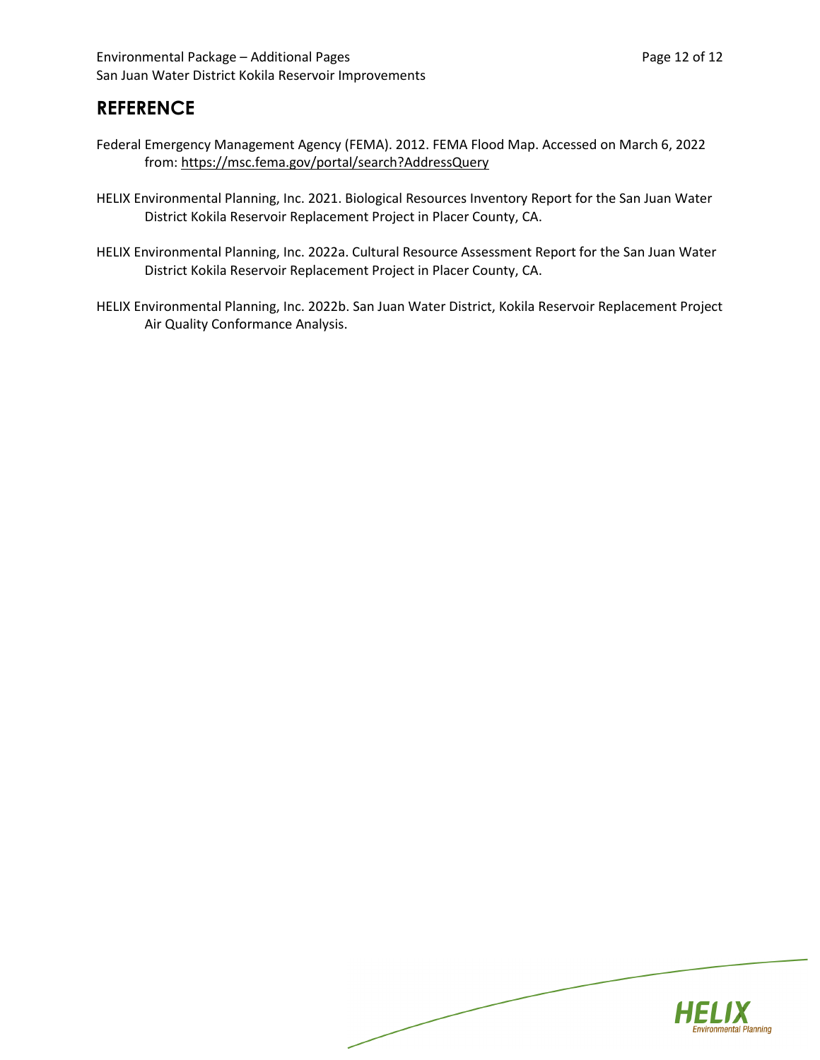## REFERENCE

Federal Emergency Management Agency (FEMA). 2012. FEMA Flood Map. Accessed on March 6, 2022 from: https://msc.fema.gov/portal/search?AddressQuery

HELIX Environmental Planning, Inc. 2021. Biological Resources Inventory Report for the San Juan Water District Kokila Reservoir Replacement Project in Placer County, CA.

HELIX Environmental Planning, Inc. 2022a. Cultural Resource Assessment Report for the San Juan Water District Kokila Reservoir Replacement Project in Placer County, CA.

HELIX Environmental Planning, Inc. 2022b. San Juan Water District, Kokila Reservoir Replacement Project Air Quality Conformance Analysis.